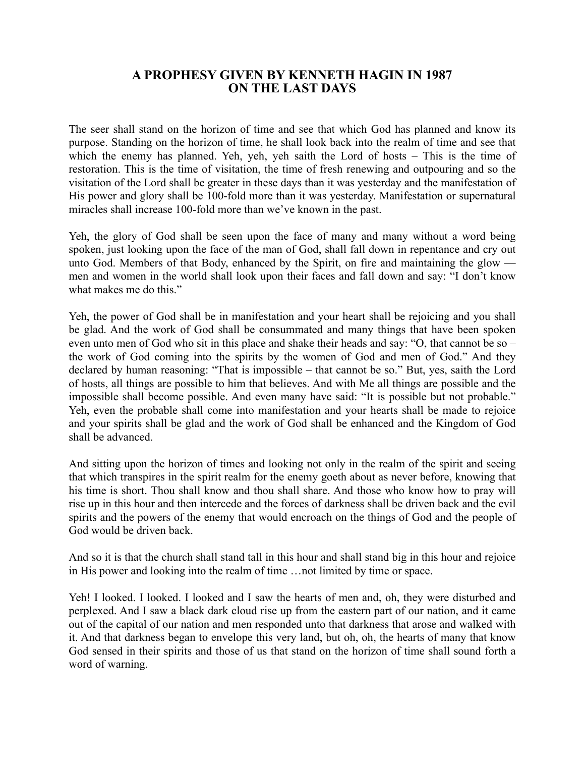# A PROPHESY GIVEN BY KENNETH HAGIN IN 1987
# ON THE LAST DAYS

The seer shall stand on the horizon of time and see that which God has planned and know its purpose. Standing on the horizon of time, he shall look back into the realm of time and see that which the enemy has planned. Yeh, yeh, yeh saith the Lord of hosts – This is the time of restoration. This is the time of visitation, the time of fresh renewing and outpouring and so the visitation of the Lord shall be greater in these days than it was yesterday and the manifestation of His power and glory shall be 100-fold more than it was yesterday. Manifestation or supernatural miracles shall increase 100-fold more than we've known in the past.

Yeh, the glory of God shall be seen upon the face of many and many without a word being spoken, just looking upon the face of the man of God, shall fall down in repentance and cry out unto God. Members of that Body, enhanced by the Spirit, on fire and maintaining the glow — men and women in the world shall look upon their faces and fall down and say: "I don't know what makes me do this."

Yeh, the power of God shall be in manifestation and your heart shall be rejoicing and you shall be glad. And the work of God shall be consummated and many things that have been spoken even unto men of God who sit in this place and shake their heads and say: "O, that cannot be so – the work of God coming into the spirits by the women of God and men of God." And they declared by human reasoning: "That is impossible – that cannot be so." But, yes, saith the Lord of hosts, all things are possible to him that believes. And with Me all things are possible and the impossible shall become possible. And even many have said: "It is possible but not probable." Yeh, even the probable shall come into manifestation and your hearts shall be made to rejoice and your spirits shall be glad and the work of God shall be enhanced and the Kingdom of God shall be advanced.

And sitting upon the horizon of times and looking not only in the realm of the spirit and seeing that which transpires in the spirit realm for the enemy goeth about as never before, knowing that his time is short. Thou shall know and thou shall share. And those who know how to pray will rise up in this hour and then intercede and the forces of darkness shall be driven back and the evil spirits and the powers of the enemy that would encroach on the things of God and the people of God would be driven back.

And so it is that the church shall stand tall in this hour and shall stand big in this hour and rejoice in His power and looking into the realm of time …not limited by time or space.

Yeh! I looked. I looked. I looked and I saw the hearts of men and, oh, they were disturbed and perplexed. And I saw a black dark cloud rise up from the eastern part of our nation, and it came out of the capital of our nation and men responded unto that darkness that arose and walked with it. And that darkness began to envelope this very land, but oh, oh, the hearts of many that know God sensed in their spirits and those of us that stand on the horizon of time shall sound forth a word of warning.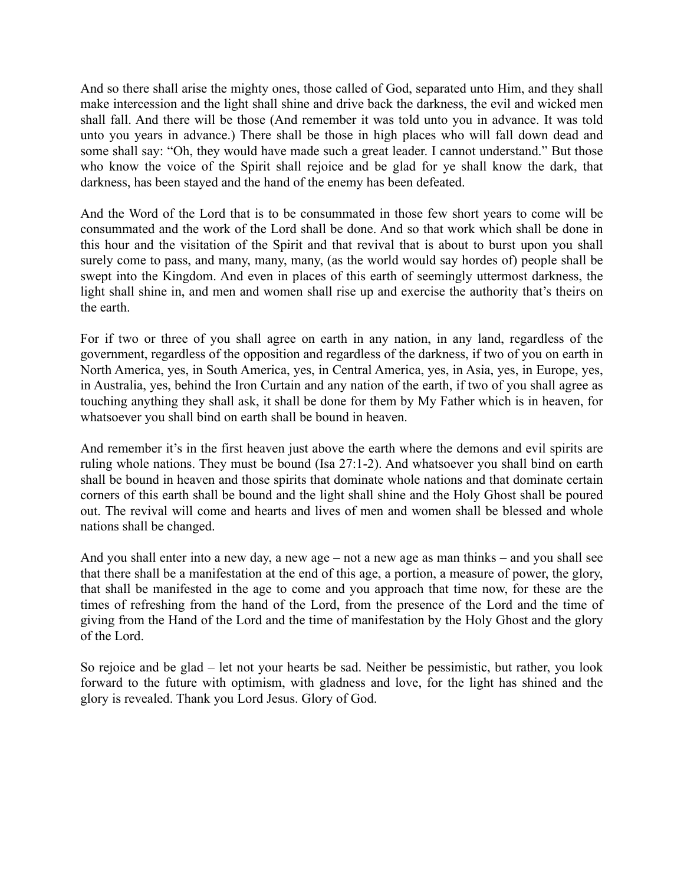And so there shall arise the mighty ones, those called of God, separated unto Him, and they shall make intercession and the light shall shine and drive back the darkness, the evil and wicked men shall fall. And there will be those (And remember it was told unto you in advance. It was told unto you years in advance.) There shall be those in high places who will fall down dead and some shall say: "Oh, they would have made such a great leader. I cannot understand." But those who know the voice of the Spirit shall rejoice and be glad for ye shall know the dark, that darkness, has been stayed and the hand of the enemy has been defeated.

And the Word of the Lord that is to be consummated in those few short years to come will be consummated and the work of the Lord shall be done. And so that work which shall be done in this hour and the visitation of the Spirit and that revival that is about to burst upon you shall surely come to pass, and many, many, many, (as the world would say hordes of) people shall be swept into the Kingdom. And even in places of this earth of seemingly uttermost darkness, the light shall shine in, and men and women shall rise up and exercise the authority that's theirs on the earth.

For if two or three of you shall agree on earth in any nation, in any land, regardless of the government, regardless of the opposition and regardless of the darkness, if two of you on earth in North America, yes, in South America, yes, in Central America, yes, in Asia, yes, in Europe, yes, in Australia, yes, behind the Iron Curtain and any nation of the earth, if two of you shall agree as touching anything they shall ask, it shall be done for them by My Father which is in heaven, for whatsoever you shall bind on earth shall be bound in heaven.

And remember it's in the first heaven just above the earth where the demons and evil spirits are ruling whole nations. They must be bound (Isa 27:1-2). And whatsoever you shall bind on earth shall be bound in heaven and those spirits that dominate whole nations and that dominate certain corners of this earth shall be bound and the light shall shine and the Holy Ghost shall be poured out. The revival will come and hearts and lives of men and women shall be blessed and whole nations shall be changed.

And you shall enter into a new day, a new age – not a new age as man thinks – and you shall see that there shall be a manifestation at the end of this age, a portion, a measure of power, the glory, that shall be manifested in the age to come and you approach that time now, for these are the times of refreshing from the hand of the Lord, from the presence of the Lord and the time of giving from the Hand of the Lord and the time of manifestation by the Holy Ghost and the glory of the Lord.

So rejoice and be glad – let not your hearts be sad. Neither be pessimistic, but rather, you look forward to the future with optimism, with gladness and love, for the light has shined and the glory is revealed. Thank you Lord Jesus. Glory of God.